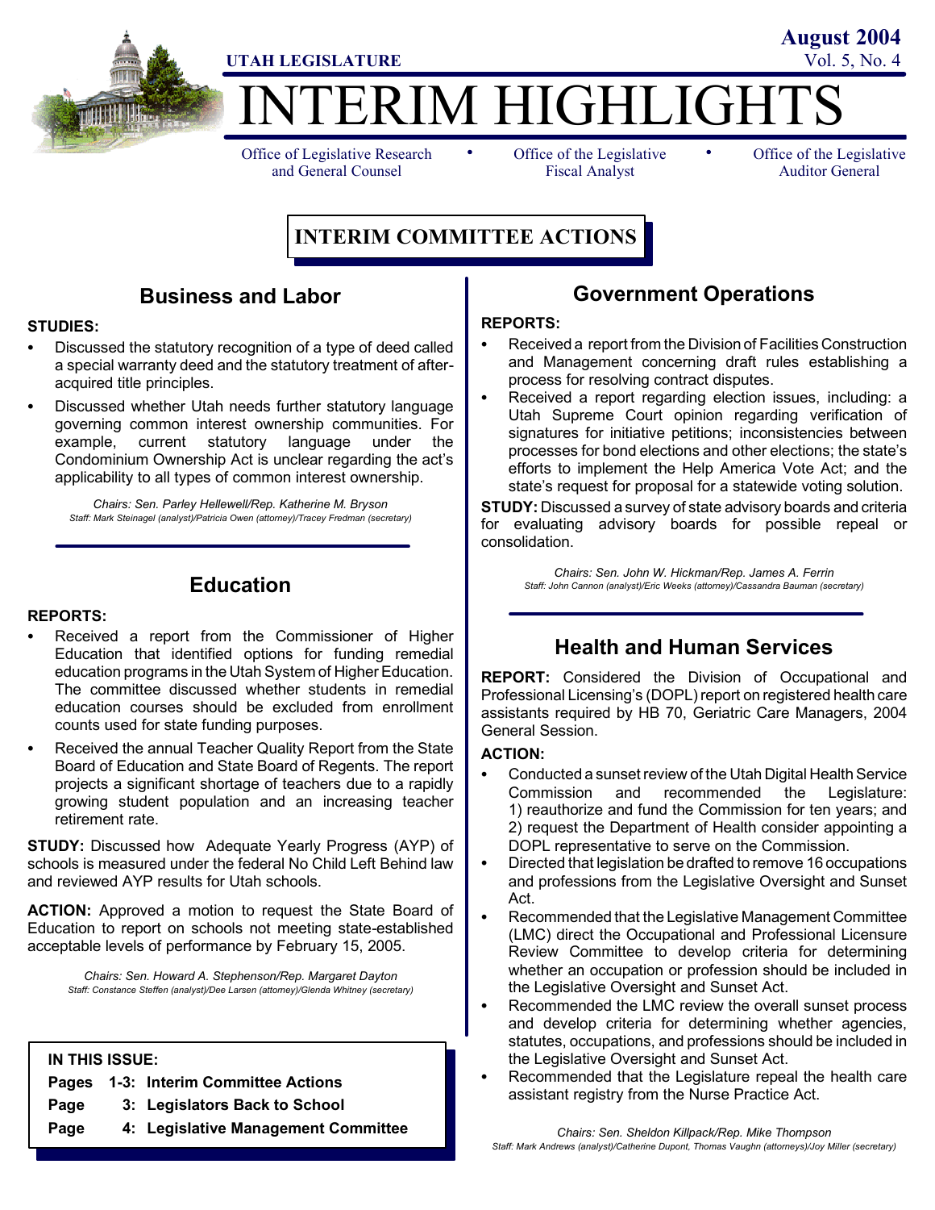UTAH LEGISLATURE

August 2004

# INTERIM HIGHLIGHTS

Office of Legislative Research and General Counsel • Office of the Legislative Fiscal Analyst • Office of the Legislative Auditor General

## INTERIM COMMITTEE ACTIONS

### Business and Labor

**STUDIES:**

- Discussed the statutory recognition of a type of deed called a special warranty deed and the statutory treatment of after-acquired title principles.
- Discussed whether Utah needs further statutory language governing common interest ownership communities. For example, current statutory language under the Condominium Ownership Act is unclear regarding the act's applicability to all types of common interest ownership.

*Chairs: Sen. Parley Hellewell/Rep. Katherine M. Bryson*
*Staff: Mark Steinagel (analyst)/Patricia Owen (attorney)/Tracey Fredman (secretary)*

### Education

**REPORTS:**

- Received a report from the Commissioner of Higher Education that identified options for funding remedial education programs in the Utah System of Higher Education. The committee discussed whether students in remedial education courses should be excluded from enrollment counts used for state funding purposes.
- Received the annual Teacher Quality Report from the State Board of Education and State Board of Regents. The report projects a significant shortage of teachers due to a rapidly growing student population and an increasing teacher retirement rate.

**STUDY:** Discussed how Adequate Yearly Progress (AYP) of schools is measured under the federal No Child Left Behind law and reviewed AYP results for Utah schools.

**ACTION:** Approved a motion to request the State Board of Education to report on schools not meeting state-established acceptable levels of performance by February 15, 2005.

*Chairs: Sen. Howard A. Stephenson/Rep. Margaret Dayton*
*Staff: Constance Steffen (analyst)/Dee Larsen (attorney)/Glenda Whitney (secretary)*

**IN THIS ISSUE:**

- **Pages 1-3: Interim Committee Actions**
- **Page 3: Legislators Back to School**
- **Page 4: Legislative Management Committee**

### Government Operations

**REPORTS:**

- Received a report from the Division of Facilities Construction and Management concerning draft rules establishing a process for resolving contract disputes.
- Received a report regarding election issues, including: a Utah Supreme Court opinion regarding verification of signatures for initiative petitions; inconsistencies between processes for bond elections and other elections; the state's efforts to implement the Help America Vote Act; and the state's request for proposal for a statewide voting solution.

**STUDY:** Discussed a survey of state advisory boards and criteria for evaluating advisory boards for possible repeal or consolidation.

*Chairs: Sen. John W. Hickman/Rep. James A. Ferrin*
*Staff: John Cannon (analyst)/Eric Weeks (attorney)/Cassandra Bauman (secretary)*

### Health and Human Services

**REPORT:** Considered the Division of Occupational and Professional Licensing's (DOPL) report on registered health care assistants required by HB 70, Geriatric Care Managers, 2004 General Session.

**ACTION:**

- Conducted a sunset review of the Utah Digital Health Service Commission and recommended the Legislature: 1) reauthorize and fund the Commission for ten years; and 2) request the Department of Health consider appointing a DOPL representative to serve on the Commission.
- Directed that legislation be drafted to remove 16 occupations and professions from the Legislative Oversight and Sunset Act.
- Recommended that the Legislative Management Committee (LMC) direct the Occupational and Professional Licensure Review Committee to develop criteria for determining whether an occupation or profession should be included in the Legislative Oversight and Sunset Act.
- Recommended the LMC review the overall sunset process and develop criteria for determining whether agencies, statutes, occupations, and professions should be included in the Legislative Oversight and Sunset Act.
- Recommended that the Legislature repeal the health care assistant registry from the Nurse Practice Act.

*Chairs: Sen. Sheldon Killpack/Rep. Mike Thompson*
*Staff: Mark Andrews (analyst)/Catherine Dupont, Thomas Vaughn (attorneys)/Joy Miller (secretary)*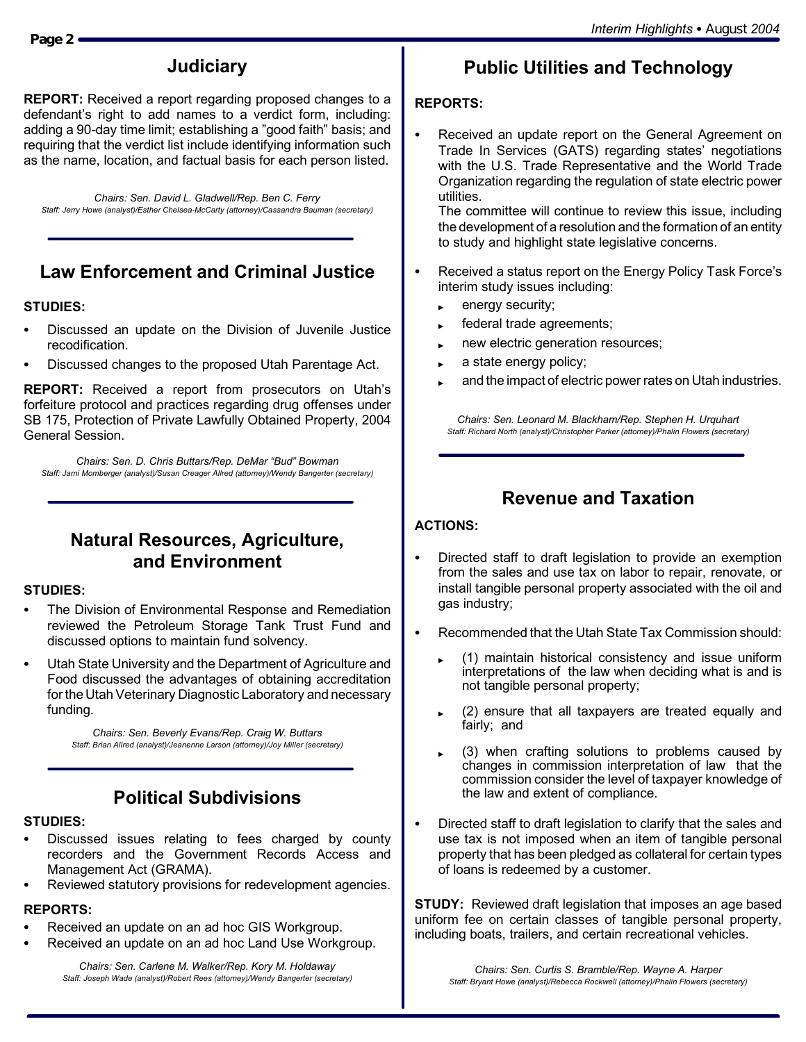## Judiciary

**REPORT:** Received a report regarding proposed changes to a defendant's right to add names to a verdict form, including: adding a 90-day time limit; establishing a "good faith" basis; and requiring that the verdict list include identifying information such as the name, location, and factual basis for each person listed.

*Chairs: Sen. David L. Gladwell/Rep. Ben C. Ferry*
*Staff: Jerry Howe (analyst)/Esther Chelsea-McCarty (attorney)/Cassandra Bauman (secretary)*

## Law Enforcement and Criminal Justice

**STUDIES:**

- Discussed an update on the Division of Juvenile Justice recodification.
- Discussed changes to the proposed Utah Parentage Act.

**REPORT:** Received a report from prosecutors on Utah's forfeiture protocol and practices regarding drug offenses under SB 175, Protection of Private Lawfully Obtained Property, 2004 General Session.

*Chairs: Sen. D. Chris Buttars/Rep. DeMar "Bud" Bowman*
*Staff: Jami Momberger (analyst)/Susan Creager Allred (attorney)/Wendy Bangerter (secretary)*

## Natural Resources, Agriculture, and Environment

**STUDIES:**

- The Division of Environmental Response and Remediation reviewed the Petroleum Storage Tank Trust Fund and discussed options to maintain fund solvency.
- Utah State University and the Department of Agriculture and Food discussed the advantages of obtaining accreditation for the Utah Veterinary Diagnostic Laboratory and necessary funding.

*Chairs: Sen. Beverly Evans/Rep. Craig W. Buttars*
*Staff: Brian Allred (analyst)/Jeanenne Larson (attorney)/Joy Miller (secretary)*

## Political Subdivisions

**STUDIES:**

- Discussed issues relating to fees charged by county recorders and the Government Records Access and Management Act (GRAMA).
- Reviewed statutory provisions for redevelopment agencies.

**REPORTS:**

- Received an update on an ad hoc GIS Workgroup.
- Received an update on an ad hoc Land Use Workgroup.

*Chairs: Sen. Carlene M. Walker/Rep. Kory M. Holdaway*
*Staff: Joseph Wade (analyst)/Robert Rees (attorney)/Wendy Bangerter (secretary)*

## Public Utilities and Technology

**REPORTS:**

- Received an update report on the General Agreement on Trade In Services (GATS) regarding states' negotiations with the U.S. Trade Representative and the World Trade Organization regarding the regulation of state electric power utilities.
  The committee will continue to review this issue, including the development of a resolution and the formation of an entity to study and highlight state legislative concerns.
- Received a status report on the Energy Policy Task Force's interim study issues including:
  - energy security;
  - federal trade agreements;
  - new electric generation resources;
  - a state energy policy;
  - and the impact of electric power rates on Utah industries.

*Chairs: Sen. Leonard M. Blackham/Rep. Stephen H. Urquhart*
*Staff: Richard North (analyst)/Christopher Parker (attorney)/Phalin Flowers (secretary)*

## Revenue and Taxation

**ACTIONS:**

- Directed staff to draft legislation to provide an exemption from the sales and use tax on labor to repair, renovate, or install tangible personal property associated with the oil and gas industry;
- Recommended that the Utah State Tax Commission should:
  - (1) maintain historical consistency and issue uniform interpretations of the law when deciding what is and is not tangible personal property;
  - (2) ensure that all taxpayers are treated equally and fairly; and
  - (3) when crafting solutions to problems caused by changes in commission interpretation of law that the commission consider the level of taxpayer knowledge of the law and extent of compliance.
- Directed staff to draft legislation to clarify that the sales and use tax is not imposed when an item of tangible personal property that has been pledged as collateral for certain types of loans is redeemed by a customer.

**STUDY:** Reviewed draft legislation that imposes an age based uniform fee on certain classes of tangible personal property, including boats, trailers, and certain recreational vehicles.

*Chairs: Sen. Curtis S. Bramble/Rep. Wayne A. Harper*
*Staff: Bryant Howe (analyst)/Rebecca Rockwell (attorney)/Phalin Flowers (secretary)*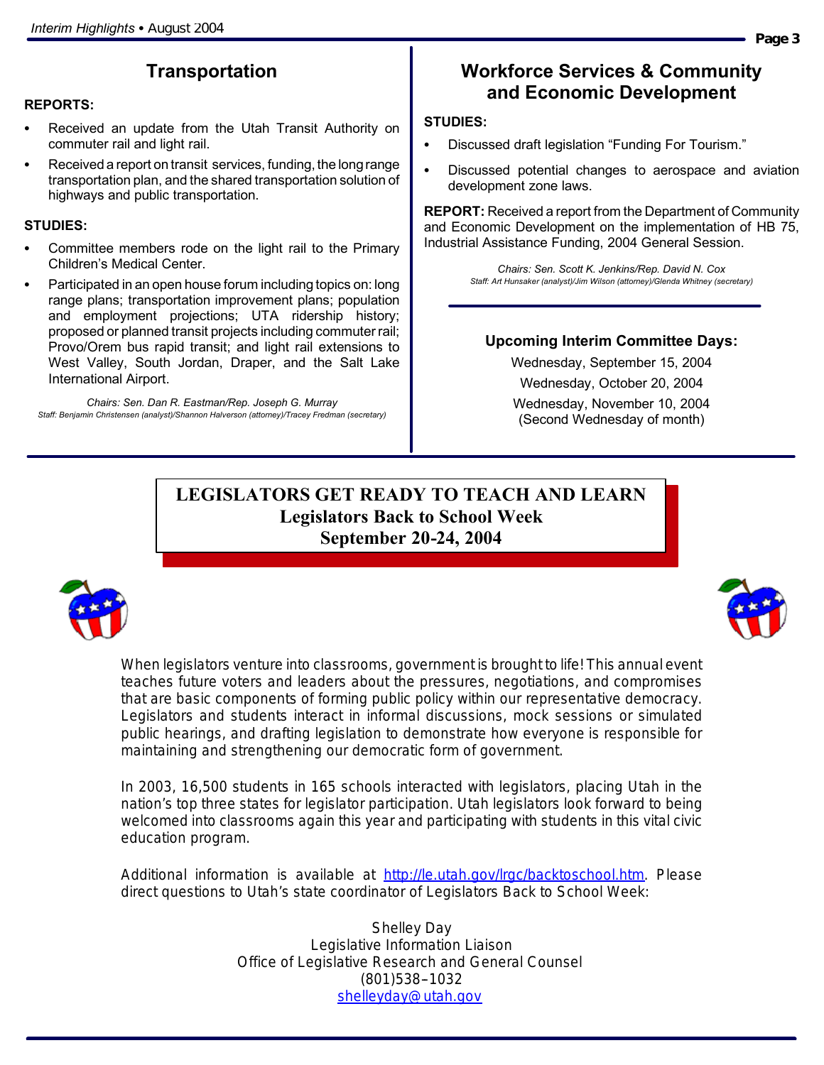## Transportation

**REPORTS:**

- Received an update from the Utah Transit Authority on commuter rail and light rail.
- Received a report on transit services, funding, the long range transportation plan, and the shared transportation solution of highways and public transportation.

**STUDIES:**

- Committee members rode on the light rail to the Primary Children's Medical Center.
- Participated in an open house forum including topics on: long range plans; transportation improvement plans; population and employment projections; UTA ridership history; proposed or planned transit projects including commuter rail; Provo/Orem bus rapid transit; and light rail extensions to West Valley, South Jordan, Draper, and the Salt Lake International Airport.

*Chairs: Sen. Dan R. Eastman/Rep. Joseph G. Murray*
*Staff: Benjamin Christensen (analyst)/Shannon Halverson (attorney)/Tracey Fredman (secretary)*

## Workforce Services & Community and Economic Development

**STUDIES:**

- Discussed draft legislation "Funding For Tourism."
- Discussed potential changes to aerospace and aviation development zone laws.

**REPORT:** Received a report from the Department of Community and Economic Development on the implementation of HB 75, Industrial Assistance Funding, 2004 General Session.

*Chairs: Sen. Scott K. Jenkins/Rep. David N. Cox*
*Staff: Art Hunsaker (analyst)/Jim Wilson (attorney)/Glenda Whitney (secretary)*

### Upcoming Interim Committee Days:

Wednesday, September 15, 2004
Wednesday, October 20, 2004
Wednesday, November 10, 2004
(Second Wednesday of month)

## LEGISLATORS GET READY TO TEACH AND LEARN
### Legislators Back to School Week
### September 20-24, 2004

When legislators venture into classrooms, government is brought to life! This annual event teaches future voters and leaders about the pressures, negotiations, and compromises that are basic components of forming public policy within our representative democracy. Legislators and students interact in informal discussions, mock sessions or simulated public hearings, and drafting legislation to demonstrate how everyone is responsible for maintaining and strengthening our democratic form of government.

In 2003, 16,500 students in 165 schools interacted with legislators, placing Utah in the nation's top three states for legislator participation. Utah legislators look forward to being welcomed into classrooms again this year and participating with students in this vital civic education program.

Additional information is available at http://le.utah.gov/lrgc/backtoschool.htm. Please direct questions to Utah's state coordinator of Legislators Back to School Week:

Shelley Day
Legislative Information Liaison
Office of Legislative Research and General Counsel
(801)538–1032
shelleyday@utah.gov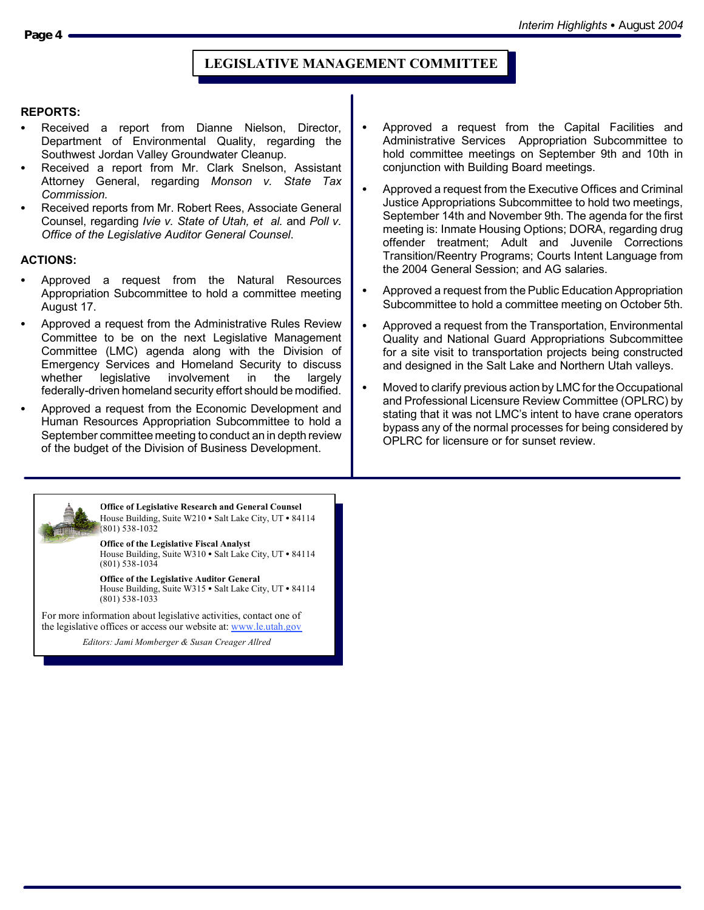## LEGISLATIVE MANAGEMENT COMMITTEE

**REPORTS:**

- Received a report from Dianne Nielson, Director, Department of Environmental Quality, regarding the Southwest Jordan Valley Groundwater Cleanup.
- Received a report from Mr. Clark Snelson, Assistant Attorney General, regarding *Monson v. State Tax Commission.*
- Received reports from Mr. Robert Rees, Associate General Counsel, regarding *Ivie v. State of Utah, et al.* and *Poll v. Office of the Legislative Auditor General Counsel*.

**ACTIONS:**

- Approved a request from the Natural Resources Appropriation Subcommittee to hold a committee meeting August 17.
- Approved a request from the Administrative Rules Review Committee to be on the next Legislative Management Committee (LMC) agenda along with the Division of Emergency Services and Homeland Security to discuss whether legislative involvement in the largely federally-driven homeland security effort should be modified.
- Approved a request from the Economic Development and Human Resources Appropriation Subcommittee to hold a September committee meeting to conduct an in depth review of the budget of the Division of Business Development.
- Approved a request from the Capital Facilities and Administrative Services Appropriation Subcommittee to hold committee meetings on September 9th and 10th in conjunction with Building Board meetings.
- Approved a request from the Executive Offices and Criminal Justice Appropriations Subcommittee to hold two meetings, September 14th and November 9th. The agenda for the first meeting is: Inmate Housing Options; DORA, regarding drug offender treatment; Adult and Juvenile Corrections Transition/Reentry Programs; Courts Intent Language from the 2004 General Session; and AG salaries.
- Approved a request from the Public Education Appropriation Subcommittee to hold a committee meeting on October 5th.
- Approved a request from the Transportation, Environmental Quality and National Guard Appropriations Subcommittee for a site visit to transportation projects being constructed and designed in the Salt Lake and Northern Utah valleys.
- Moved to clarify previous action by LMC for the Occupational and Professional Licensure Review Committee (OPLRC) by stating that it was not LMC's intent to have crane operators bypass any of the normal processes for being considered by OPLRC for licensure or for sunset review.

---

**Office of Legislative Research and General Counsel**
House Building, Suite W210 • Salt Lake City, UT • 84114
(801) 538-1032

**Office of the Legislative Fiscal Analyst**
House Building, Suite W310 • Salt Lake City, UT • 84114
(801) 538-1034

**Office of the Legislative Auditor General**
House Building, Suite W315 • Salt Lake City, UT • 84114
(801) 538-1033

For more information about legislative activities, contact one of the legislative offices or access our website at: www.le.utah.gov

*Editors: Jami Momberger & Susan Creager Allred*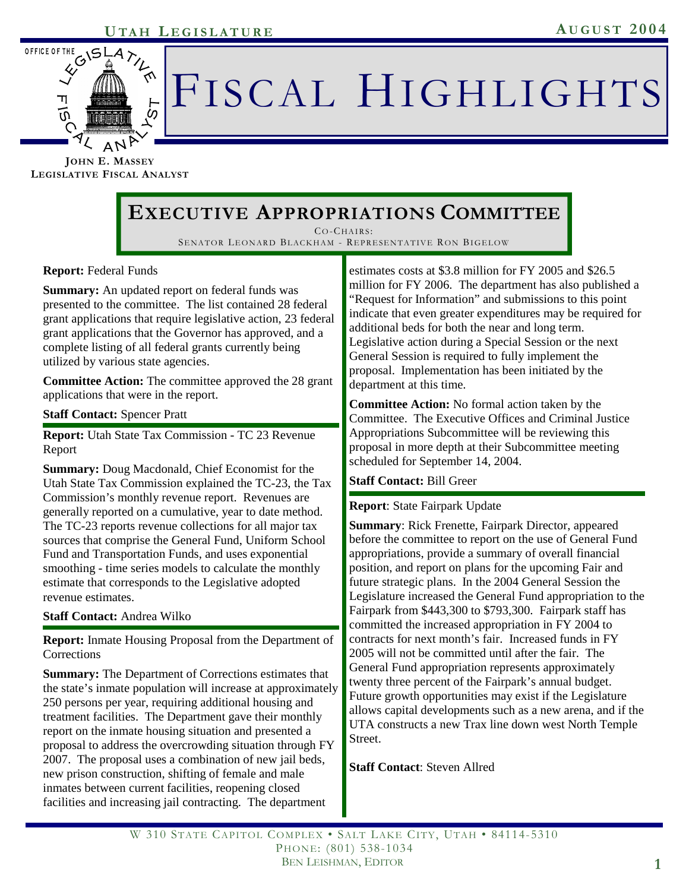# Fiscal Highlights

**John E. Massey**
**Legislative Fiscal Analyst**

## Executive Appropriations Committee

Co-Chairs:
Senator Leonard Blackham - Representative Ron Bigelow

**Report:** Federal Funds

**Summary:** An updated report on federal funds was presented to the committee. The list contained 28 federal grant applications that require legislative action, 23 federal grant applications that the Governor has approved, and a complete listing of all federal grants currently being utilized by various state agencies.

**Committee Action:** The committee approved the 28 grant applications that were in the report.

**Staff Contact:** Spencer Pratt

---

**Report:** Utah State Tax Commission - TC 23 Revenue Report

**Summary:** Doug Macdonald, Chief Economist for the Utah State Tax Commission explained the TC-23, the Tax Commission's monthly revenue report. Revenues are generally reported on a cumulative, year to date method. The TC-23 reports revenue collections for all major tax sources that comprise the General Fund, Uniform School Fund and Transportation Funds, and uses exponential smoothing - time series models to calculate the monthly estimate that corresponds to the Legislative adopted revenue estimates.

**Staff Contact:** Andrea Wilko

---

**Report:** Inmate Housing Proposal from the Department of Corrections

**Summary:** The Department of Corrections estimates that the state's inmate population will increase at approximately 250 persons per year, requiring additional housing and treatment facilities. The Department gave their monthly report on the inmate housing situation and presented a proposal to address the overcrowding situation through FY 2007. The proposal uses a combination of new jail beds, new prison construction, shifting of female and male inmates between current facilities, reopening closed facilities and increasing jail contracting. The department estimates costs at $3.8 million for FY 2005 and $26.5 million for FY 2006. The department has also published a "Request for Information" and submissions to this point indicate that even greater expenditures may be required for additional beds for both the near and long term. Legislative action during a Special Session or the next General Session is required to fully implement the proposal. Implementation has been initiated by the department at this time.

**Committee Action:** No formal action taken by the Committee. The Executive Offices and Criminal Justice Appropriations Subcommittee will be reviewing this proposal in more depth at their Subcommittee meeting scheduled for September 14, 2004.

**Staff Contact:** Bill Greer

---

**Report**: State Fairpark Update

**Summary**: Rick Frenette, Fairpark Director, appeared before the committee to report on the use of General Fund appropriations, provide a summary of overall financial position, and report on plans for the upcoming Fair and future strategic plans. In the 2004 General Session the Legislature increased the General Fund appropriation to the Fairpark from $443,300 to $793,300. Fairpark staff has committed the increased appropriation in FY 2004 to contracts for next month's fair. Increased funds in FY 2005 will not be committed until after the fair. The General Fund appropriation represents approximately twenty three percent of the Fairpark's annual budget. Future growth opportunities may exist if the Legislature allows capital developments such as a new arena, and if the UTA constructs a new Trax line down west North Temple Street.

**Staff Contact**: Steven Allred

W 310 State Capitol Complex • Salt Lake City, Utah • 84114-5310
Phone: (801) 538-1034
Ben Leishman, Editor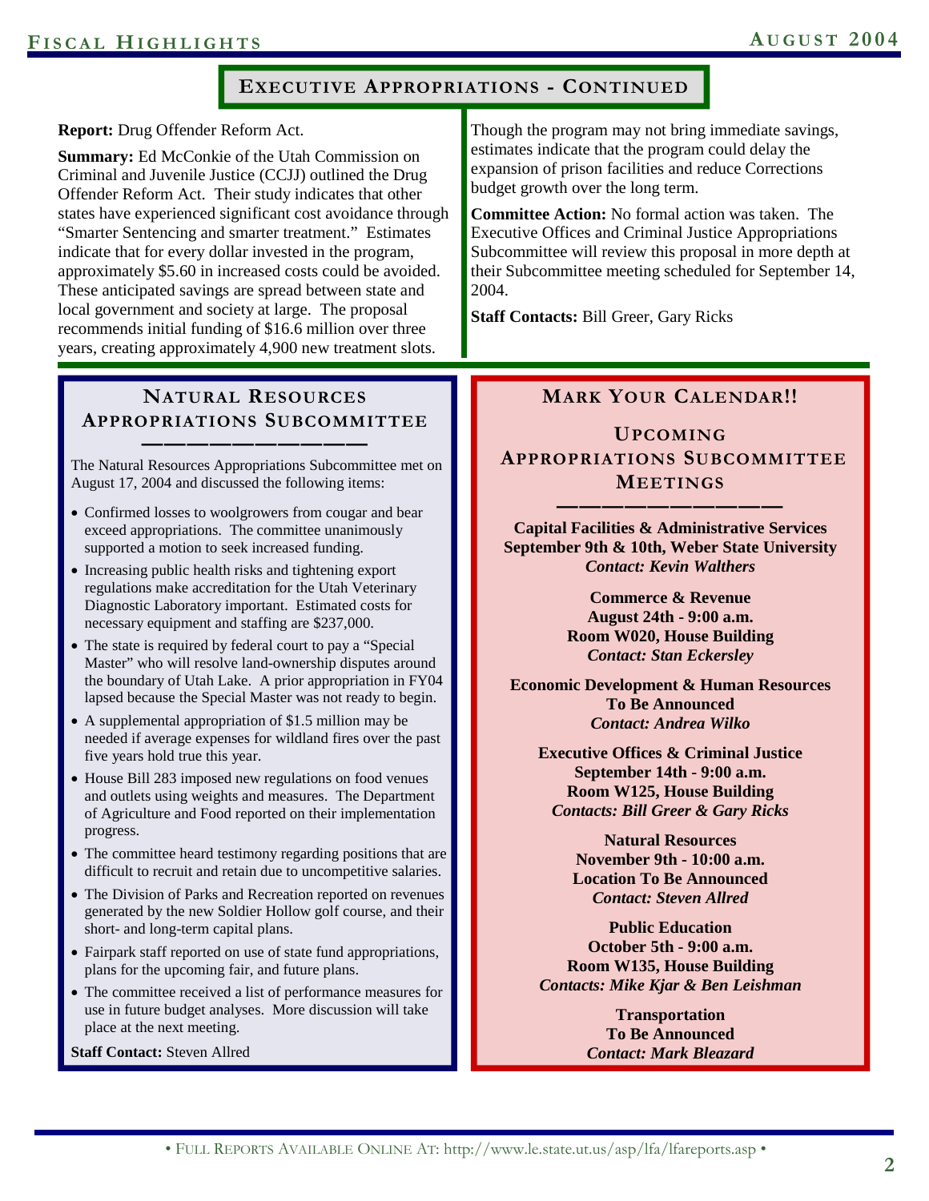## Executive Appropriations - Continued

**Report:** Drug Offender Reform Act.

**Summary:** Ed McConkie of the Utah Commission on Criminal and Juvenile Justice (CCJJ) outlined the Drug Offender Reform Act. Their study indicates that other states have experienced significant cost avoidance through "Smarter Sentencing and smarter treatment." Estimates indicate that for every dollar invested in the program, approximately $5.60 in increased costs could be avoided. These anticipated savings are spread between state and local government and society at large. The proposal recommends initial funding of $16.6 million over three years, creating approximately 4,900 new treatment slots. Though the program may not bring immediate savings, estimates indicate that the program could delay the expansion of prison facilities and reduce Corrections budget growth over the long term.

**Committee Action:** No formal action was taken. The Executive Offices and Criminal Justice Appropriations Subcommittee will review this proposal in more depth at their Subcommittee meeting scheduled for September 14, 2004.

**Staff Contacts:** Bill Greer, Gary Ricks

## Natural Resources Appropriations Subcommittee

The Natural Resources Appropriations Subcommittee met on August 17, 2004 and discussed the following items:

- Confirmed losses to woolgrowers from cougar and bear exceed appropriations. The committee unanimously supported a motion to seek increased funding.
- Increasing public health risks and tightening export regulations make accreditation for the Utah Veterinary Diagnostic Laboratory important. Estimated costs for necessary equipment and staffing are $237,000.
- The state is required by federal court to pay a "Special Master" who will resolve land-ownership disputes around the boundary of Utah Lake. A prior appropriation in FY04 lapsed because the Special Master was not ready to begin.
- A supplemental appropriation of $1.5 million may be needed if average expenses for wildland fires over the past five years hold true this year.
- House Bill 283 imposed new regulations on food venues and outlets using weights and measures. The Department of Agriculture and Food reported on their implementation progress.
- The committee heard testimony regarding positions that are difficult to recruit and retain due to uncompetitive salaries.
- The Division of Parks and Recreation reported on revenues generated by the new Soldier Hollow golf course, and their short- and long-term capital plans.
- Fairpark staff reported on use of state fund appropriations, plans for the upcoming fair, and future plans.
- The committee received a list of performance measures for use in future budget analyses. More discussion will take place at the next meeting.

**Staff Contact:** Steven Allred

## Mark Your Calendar!!

### Upcoming Appropriations Subcommittee Meetings

**Capital Facilities & Administrative Services**
**September 9th & 10th, Weber State University**
***Contact: Kevin Walthers***

**Commerce & Revenue**
**August 24th - 9:00 a.m.**
**Room W020, House Building**
***Contact: Stan Eckersley***

**Economic Development & Human Resources**
**To Be Announced**
***Contact: Andrea Wilko***

**Executive Offices & Criminal Justice**
**September 14th - 9:00 a.m.**
**Room W125, House Building**
***Contacts: Bill Greer & Gary Ricks***

**Natural Resources**
**November 9th - 10:00 a.m.**
**Location To Be Announced**
***Contact: Steven Allred***

**Public Education**
**October 5th - 9:00 a.m.**
**Room W135, House Building**
***Contacts: Mike Kjar & Ben Leishman***

**Transportation**
**To Be Announced**
***Contact: Mark Bleazard***

• Full Reports Available Online At: http://www.le.state.ut.us/asp/lfa/lfareports.asp •